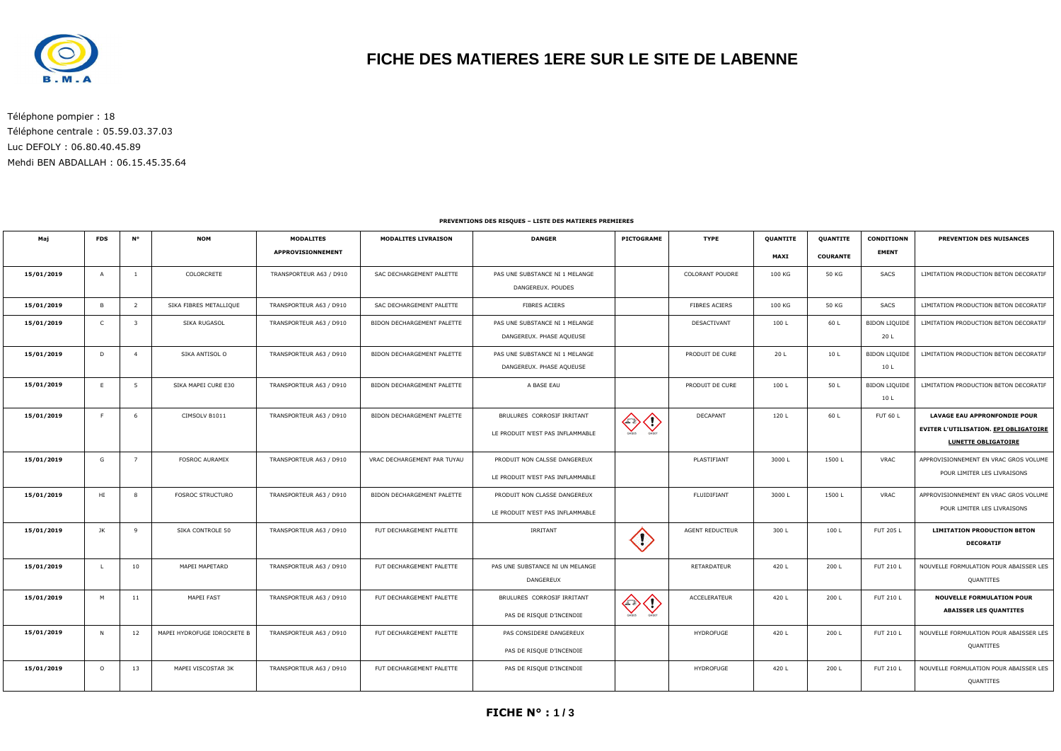B.M.A

# FICHE DES MATIERES 1ERE SUR LE SITE DE LABENNE

Téléphone pompier : 18
Téléphone centrale : 05.59.03.37.03
Luc DEFOLY : 06.80.40.45.89
Mehdi BEN ABDALLAH : 06.15.45.35.64

**PREVENTIONS DES RISQUES – LISTE DES MATIERES PREMIERES**

| Maj | FDS | N° | NOM | MODALITES APPROVISIONNEMENT | MODALITES LIVRAISON | DANGER | PICTOGRAME | TYPE | QUANTITE MAXI | QUANTITE COURANTE | CONDITIONNEMENT | PREVENTION DES NUISANCES |
|---|---|---|---|---|---|---|---|---|---|---|---|---|
| 15/01/2019 | A | 1 | COLORCRETE | TRANSPORTEUR A63 / D910 | SAC DECHARGEMENT PALETTE | PAS UNE SUBSTANCE NI 1 MELANGE DANGEREUX. POUDES | | COLORANT POUDRE | 100 KG | 50 KG | SACS | LIMITATION PRODUCTION BETON DECORATIF |
| 15/01/2019 | B | 2 | SIKA FIBRES METALLIQUE | TRANSPORTEUR A63 / D910 | SAC DECHARGEMENT PALETTE | FIBRES ACIERS | | FIBRES ACIERS | 100 KG | 50 KG | SACS | LIMITATION PRODUCTION BETON DECORATIF |
| 15/01/2019 | C | 3 | SIKA RUGASOL | TRANSPORTEUR A63 / D910 | BIDON DECHARGEMENT PALETTE | PAS UNE SUBSTANCE NI 1 MELANGE DANGEREUX. PHASE AQUEUSE | | DESACTIVANT | 100 L | 60 L | BIDON LIQUIDE 20 L | LIMITATION PRODUCTION BETON DECORATIF |
| 15/01/2019 | D | 4 | SIKA ANTISOL O | TRANSPORTEUR A63 / D910 | BIDON DECHARGEMENT PALETTE | PAS UNE SUBSTANCE NI 1 MELANGE DANGEREUX. PHASE AQUEUSE | | PRODUIT DE CURE | 20 L | 10 L | BIDON LIQUIDE 10 L | LIMITATION PRODUCTION BETON DECORATIF |
| 15/01/2019 | E | 5 | SIKA MAPEI CURE E30 | TRANSPORTEUR A63 / D910 | BIDON DECHARGEMENT PALETTE | A BASE EAU | | PRODUIT DE CURE | 100 L | 50 L | BIDON LIQUIDE 10 L | LIMITATION PRODUCTION BETON DECORATIF |
| 15/01/2019 | F | 6 | CIMSOLV B1011 | TRANSPORTEUR A63 / D910 | BIDON DECHARGEMENT PALETTE | BRULURES CORROSIF IRRITANT LE PRODUIT N'EST PAS INFLAMMABLE | GHS05 GHS07 | DECAPANT | 120 L | 60 L | FUT 60 L | **LAVAGE EAU APPRONFONDIE POUR EVITER L'UTILISATION. EPI OBLIGATOIRE LUNETTE OBLIGATOIRE** |
| 15/01/2019 | G | 7 | FOSROC AURAMIX | TRANSPORTEUR A63 / D910 | VRAC DECHARGEMENT PAR TUYAU | PRODUIT NON CALSSE DANGEREUX LE PRODUIT N'EST PAS INFLAMMABLE | | PLASTIFIANT | 3000 L | 1500 L | VRAC | APPROVISIONNEMENT EN VRAC GROS VOLUME POUR LIMITER LES LIVRAISONS |
| 15/01/2019 | HI | 8 | FOSROC STRUCTURO | TRANSPORTEUR A63 / D910 | BIDON DECHARGEMENT PALETTE | PRODUIT NON CLASSE DANGEREUX LE PRODUIT N'EST PAS INFLAMMABLE | | FLUIDIFIANT | 3000 L | 1500 L | VRAC | APPROVISIONNEMENT EN VRAC GROS VOLUME POUR LIMITER LES LIVRAISONS |
| 15/01/2019 | JK | 9 | SIKA CONTROLE 50 | TRANSPORTEUR A63 / D910 | FUT DECHARGEMENT PALETTE | IRRITANT | | AGENT REDUCTEUR | 300 L | 100 L | FUT 205 L | **LIMITATION PRODUCTION BETON DECORATIF** |
| 15/01/2019 | L | 10 | MAPEI MAPETARD | TRANSPORTEUR A63 / D910 | FUT DECHARGEMENT PALETTE | PAS UNE SUBSTANCE NI UN MELANGE DANGEREUX | | RETARDATEUR | 420 L | 200 L | FUT 210 L | NOUVELLE FORMULATION POUR ABAISSER LES QUANTITES |
| 15/01/2019 | M | 11 | MAPEI FAST | TRANSPORTEUR A63 / D910 | FUT DECHARGEMENT PALETTE | BRULURES CORROSIF IRRITANT PAS DE RISQUE D'INCENDIE | GHS05 GHS07 | ACCELERATEUR | 420 L | 200 L | FUT 210 L | **NOUVELLE FORMULATION POUR ABAISSER LES QUANTITES** |
| 15/01/2019 | N | 12 | MAPEI HYDROFUGE IDROCRETE B | TRANSPORTEUR A63 / D910 | FUT DECHARGEMENT PALETTE | PAS CONSIDERE DANGEREUX PAS DE RISQUE D'INCENDIE | | HYDROFUGE | 420 L | 200 L | FUT 210 L | NOUVELLE FORMULATION POUR ABAISSER LES QUANTITES |
| 15/01/2019 | O | 13 | MAPEI VISCOSTAR 3K | TRANSPORTEUR A63 / D910 | FUT DECHARGEMENT PALETTE | PAS DE RISQUE D'INCENDIE | | HYDROFUGE | 420 L | 200 L | FUT 210 L | NOUVELLE FORMULATION POUR ABAISSER LES QUANTITES |

**FICHE N° : 1 / 3**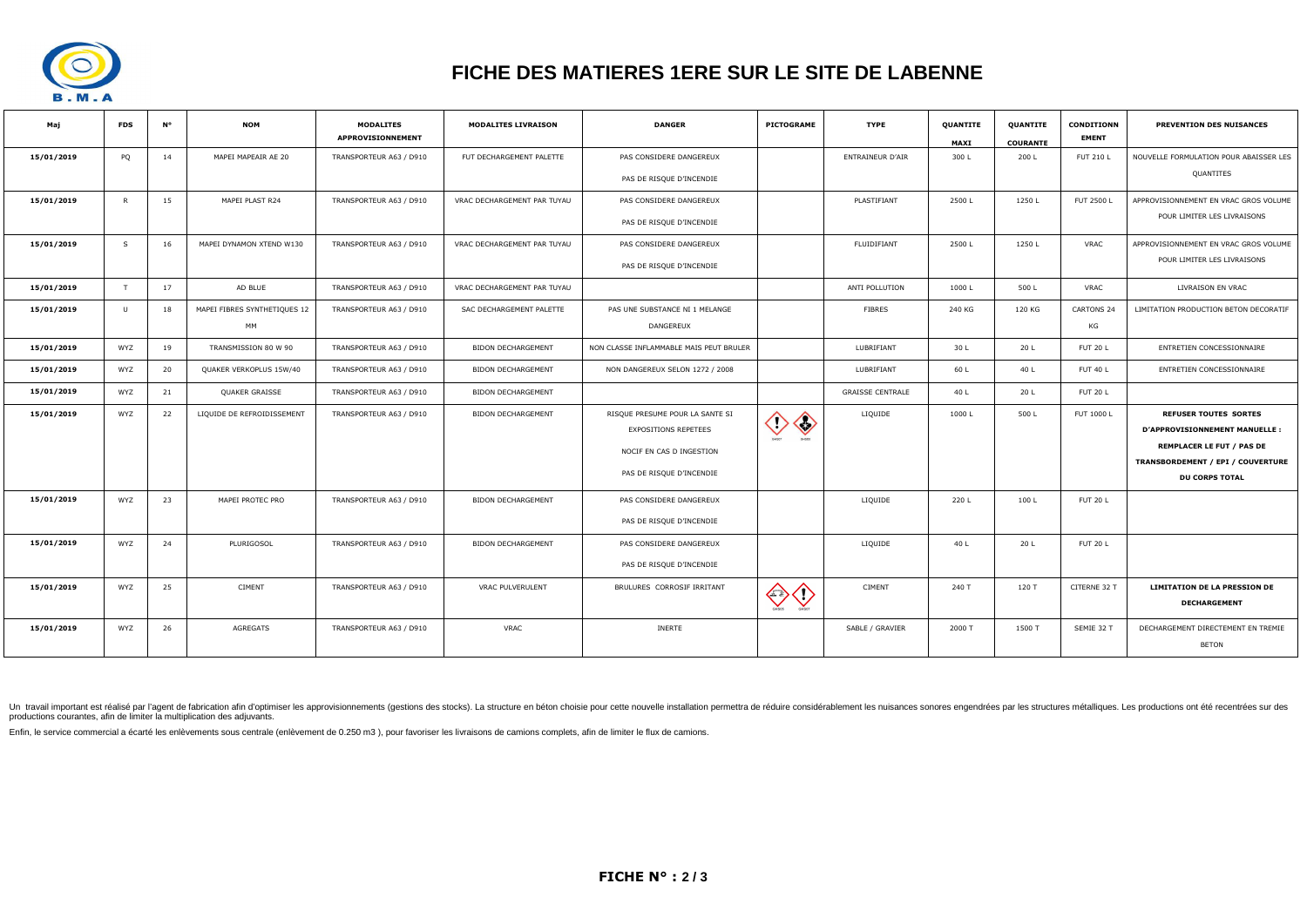# FICHE DES MATIERES 1ERE SUR LE SITE DE LABENNE

| Maj | FDS | N° | NOM | MODALITES APPROVISIONNEMENT | MODALITES LIVRAISON | DANGER | PICTOGRAME | TYPE | QUANTITE MAXI | QUANTITE COURANTE | CONDITIONNEMENT | PREVENTION DES NUISANCES |
|---|---|---|---|---|---|---|---|---|---|---|---|---|
| 15/01/2019 | PQ | 14 | MAPEI MAPEAIR AE 20 | TRANSPORTEUR A63 / D910 | FUT DECHARGEMENT PALETTE | PAS CONSIDERE DANGEREUX<br>PAS DE RISQUE D'INCENDIE | | ENTRAINEUR D'AIR | 300 L | 200 L | FUT 210 L | NOUVELLE FORMULATION POUR ABAISSER LES QUANTITES |
| 15/01/2019 | R | 15 | MAPEI PLAST R24 | TRANSPORTEUR A63 / D910 | VRAC DECHARGEMENT PAR TUYAU | PAS CONSIDERE DANGEREUX<br>PAS DE RISQUE D'INCENDIE | | PLASTIFIANT | 2500 L | 1250 L | FUT 2500 L | APPROVISIONNEMENT EN VRAC GROS VOLUME POUR LIMITER LES LIVRAISONS |
| 15/01/2019 | S | 16 | MAPEI DYNAMON XTEND W130 | TRANSPORTEUR A63 / D910 | VRAC DECHARGEMENT PAR TUYAU | PAS CONSIDERE DANGEREUX<br>PAS DE RISQUE D'INCENDIE | | FLUIDIFIANT | 2500 L | 1250 L | VRAC | APPROVISIONNEMENT EN VRAC GROS VOLUME POUR LIMITER LES LIVRAISONS |
| 15/01/2019 | T | 17 | AD BLUE | TRANSPORTEUR A63 / D910 | VRAC DECHARGEMENT PAR TUYAU | | | ANTI POLLUTION | 1000 L | 500 L | VRAC | LIVRAISON EN VRAC |
| 15/01/2019 | U | 18 | MAPEI FIBRES SYNTHETIQUES 12 MM | TRANSPORTEUR A63 / D910 | SAC DECHARGEMENT PALETTE | PAS UNE SUBSTANCE NI 1 MELANGE DANGEREUX | | FIBRES | 240 KG | 120 KG | CARTONS 24 KG | LIMITATION PRODUCTION BETON DECORATIF |
| 15/01/2019 | WYZ | 19 | TRANSMISSION 80 W 90 | TRANSPORTEUR A63 / D910 | BIDON DECHARGEMENT | NON CLASSE INFLAMMABLE MAIS PEUT BRULER | | LUBRIFIANT | 30 L | 20 L | FUT 20 L | ENTRETIEN CONCESSIONNAIRE |
| 15/01/2019 | WYZ | 20 | QUAKER VERKOPLUS 15W/40 | TRANSPORTEUR A63 / D910 | BIDON DECHARGEMENT | NON DANGEREUX SELON 1272 / 2008 | | LUBRIFIANT | 60 L | 40 L | FUT 40 L | ENTRETIEN CONCESSIONNAIRE |
| 15/01/2019 | WYZ | 21 | QUAKER GRAISSE | TRANSPORTEUR A63 / D910 | BIDON DECHARGEMENT | | | GRAISSE CENTRALE | 40 L | 20 L | FUT 20 L | |
| 15/01/2019 | WYZ | 22 | LIQUIDE DE REFROIDISSEMENT | TRANSPORTEUR A63 / D910 | BIDON DECHARGEMENT | RISQUE PRESUME POUR LA SANTE SI EXPOSITIONS REPETEES<br>NOCIF EN CAS D INGESTION<br>PAS DE RISQUE D'INCENDIE | GHS07 GHS08 | LIQUIDE | 1000 L | 500 L | FUT 1000 L | **REFUSER TOUTES SORTES D'APPROVISIONNEMENT MANUELLE : REMPLACER LE FUT / PAS DE TRANSBORDEMENT / EPI / COUVERTURE DU CORPS TOTAL** |
| 15/01/2019 | WYZ | 23 | MAPEI PROTEC PRO | TRANSPORTEUR A63 / D910 | BIDON DECHARGEMENT | PAS CONSIDERE DANGEREUX<br>PAS DE RISQUE D'INCENDIE | | LIQUIDE | 220 L | 100 L | FUT 20 L | |
| 15/01/2019 | WYZ | 24 | PLURIGOSOL | TRANSPORTEUR A63 / D910 | BIDON DECHARGEMENT | PAS CONSIDERE DANGEREUX<br>PAS DE RISQUE D'INCENDIE | | LIQUIDE | 40 L | 20 L | FUT 20 L | |
| 15/01/2019 | WYZ | 25 | CIMENT | TRANSPORTEUR A63 / D910 | VRAC PULVERULENT | BRULURES CORROSIF IRRITANT | GHS05 GHS07 | CIMENT | 240 T | 120 T | CITERNE 32 T | **LIMITATION DE LA PRESSION DE DECHARGEMENT** |
| 15/01/2019 | WYZ | 26 | AGREGATS | TRANSPORTEUR A63 / D910 | VRAC | INERTE | | SABLE / GRAVIER | 2000 T | 1500 T | SEMIE 32 T | DECHARGEMENT DIRECTEMENT EN TREMIE BETON |

Un travail important est réalisé par l'agent de fabrication afin d'optimiser les approvisionnements (gestions des stocks). La structure en béton choisie pour cette nouvelle installation permettra de réduire considérablement les nuisances sonores engendrées par les structures métalliques. Les productions ont été recentrées sur des productions courantes, afin de limiter la multiplication des adjuvants.

Enfin, le service commercial a écarté les enlèvements sous centrale (enlèvement de 0.250 m3 ), pour favoriser les livraisons de camions complets, afin de limiter le flux de camions.

**FICHE N° : 2 / 3**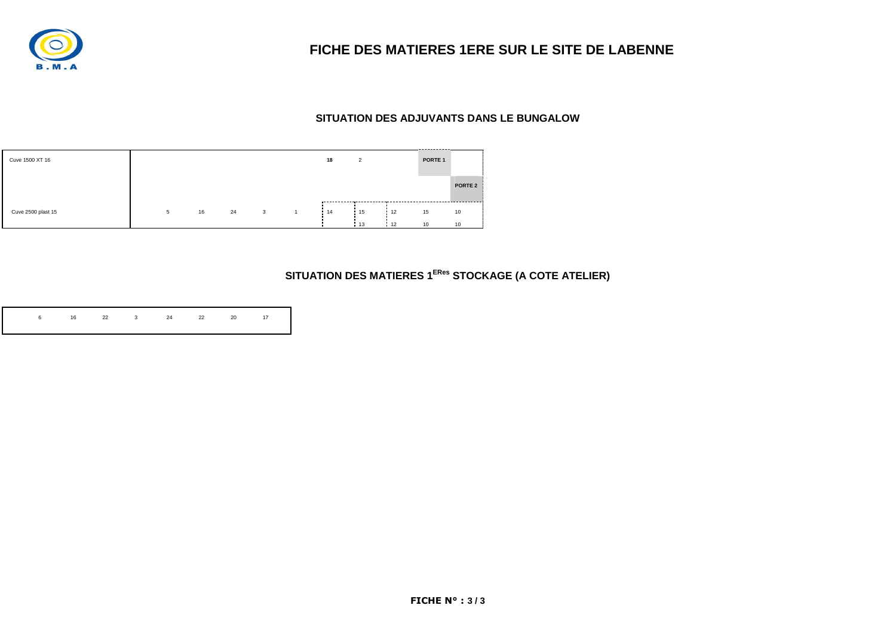# FICHE DES MATIERES 1ERE SUR LE SITE DE LABENNE

## SITUATION DES ADJUVANTS DANS LE BUNGALOW

| | | | | | | | | | | |
|---|---|---|---|---|---|---|---|---|---|---|
| Cuve 1500 XT 16 | | | | | | **18** | 2 | | **PORTE 1** | |
| | | | | | | | | | | **PORTE 2** |
| Cuve 2500 plast 15 | 5 | 16 | 24 | 3 | 1 | 14 | 15 | 12 | 15 | 10 |
| | | | | | | | 13 | 12 | 10 | 10 |

## SITUATION DES MATIERES 1ERes STOCKAGE (A COTE ATELIER)

| | | | | | | | |
|---|---|---|---|---|---|---|---|
| 6 | 16 | 22 | 3 | 24 | 22 | 20 | 17 |

**FICHE N° : 3 / 3**